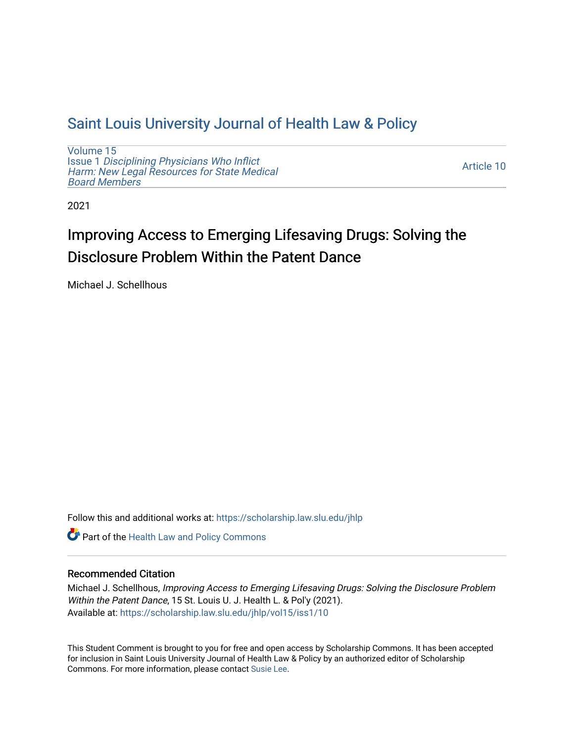# Saint Louis University Journal of Health Law & Policy

Volume 15
Issue 1 *Disciplining Physicians Who Inflict Harm: New Legal Resources for State Medical Board Members*

Article 10

2021

## Improving Access to Emerging Lifesaving Drugs: Solving the Disclosure Problem Within the Patent Dance

Michael J. Schellhous

Follow this and additional works at: https://scholarship.law.slu.edu/jhlp

Part of the Health Law and Policy Commons

### Recommended Citation

Michael J. Schellhous, *Improving Access to Emerging Lifesaving Drugs: Solving the Disclosure Problem Within the Patent Dance*, 15 St. Louis U. J. Health L. & Pol'y (2021).
Available at: https://scholarship.law.slu.edu/jhlp/vol15/iss1/10

This Student Comment is brought to you for free and open access by Scholarship Commons. It has been accepted for inclusion in Saint Louis University Journal of Health Law & Policy by an authorized editor of Scholarship Commons. For more information, please contact Susie Lee.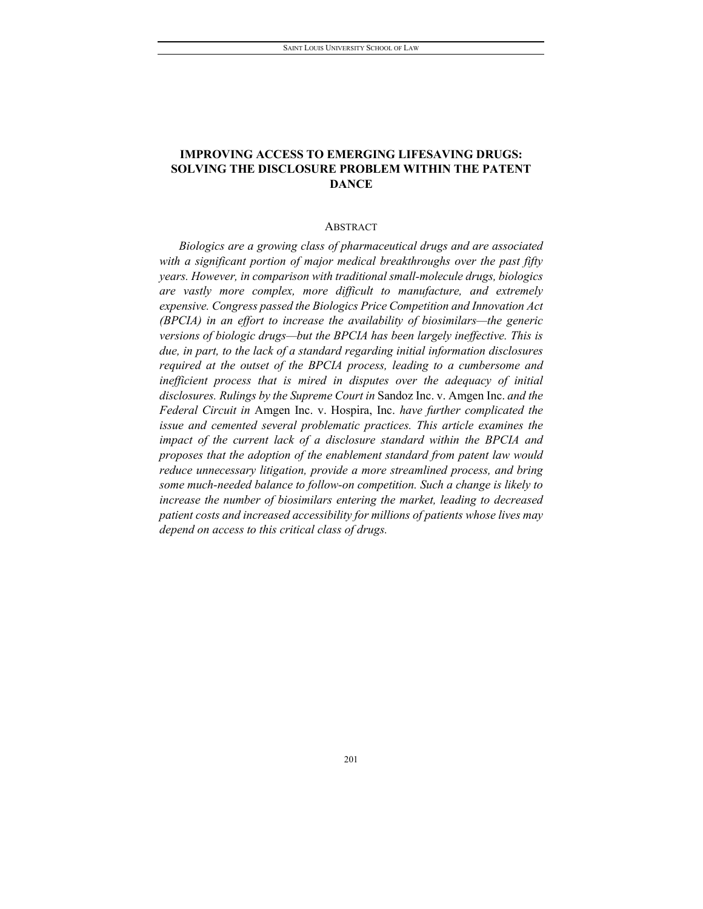# IMPROVING ACCESS TO EMERGING LIFESAVING DRUGS: SOLVING THE DISCLOSURE PROBLEM WITHIN THE PATENT DANCE

## ABSTRACT

*Biologics are a growing class of pharmaceutical drugs and are associated with a significant portion of major medical breakthroughs over the past fifty years. However, in comparison with traditional small-molecule drugs, biologics are vastly more complex, more difficult to manufacture, and extremely expensive. Congress passed the Biologics Price Competition and Innovation Act (BPCIA) in an effort to increase the availability of biosimilars—the generic versions of biologic drugs—but the BPCIA has been largely ineffective. This is due, in part, to the lack of a standard regarding initial information disclosures required at the outset of the BPCIA process, leading to a cumbersome and inefficient process that is mired in disputes over the adequacy of initial disclosures. Rulings by the Supreme Court in* Sandoz Inc. v. Amgen Inc. *and the Federal Circuit in* Amgen Inc. v. Hospira, Inc. *have further complicated the issue and cemented several problematic practices. This article examines the impact of the current lack of a disclosure standard within the BPCIA and proposes that the adoption of the enablement standard from patent law would reduce unnecessary litigation, provide a more streamlined process, and bring some much-needed balance to follow-on competition. Such a change is likely to increase the number of biosimilars entering the market, leading to decreased patient costs and increased accessibility for millions of patients whose lives may depend on access to this critical class of drugs.*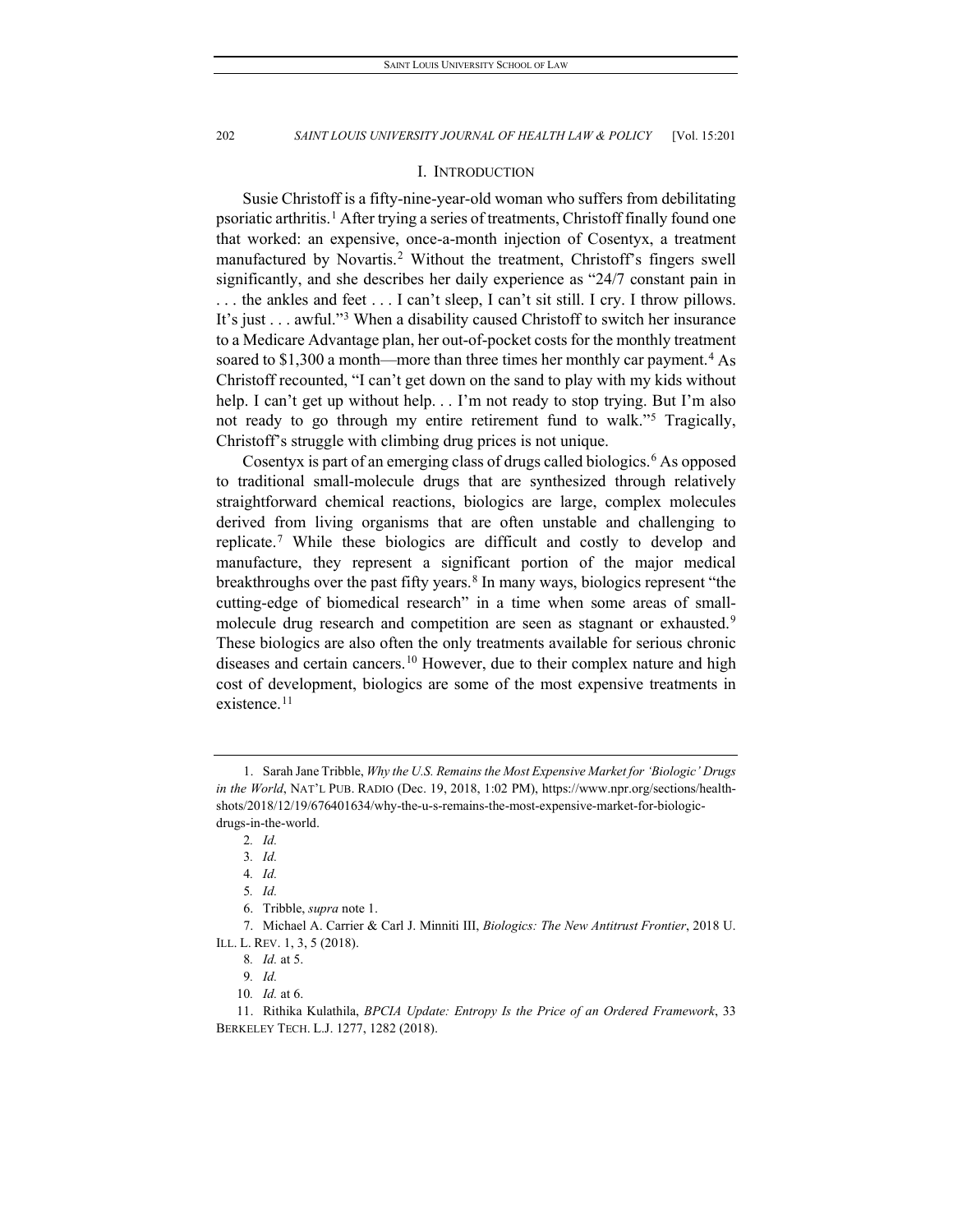## I. INTRODUCTION

Susie Christoff is a fifty-nine-year-old woman who suffers from debilitating psoriatic arthritis.[1] After trying a series of treatments, Christoff finally found one that worked: an expensive, once-a-month injection of Cosentyx, a treatment manufactured by Novartis.[2] Without the treatment, Christoff's fingers swell significantly, and she describes her daily experience as "24/7 constant pain in . . . the ankles and feet . . . I can't sleep, I can't sit still. I cry. I throw pillows. It's just . . . awful."[3] When a disability caused Christoff to switch her insurance to a Medicare Advantage plan, her out-of-pocket costs for the monthly treatment soared to $1,300 a month—more than three times her monthly car payment.[4] As Christoff recounted, "I can't get down on the sand to play with my kids without help. I can't get up without help. . . I'm not ready to stop trying. But I'm also not ready to go through my entire retirement fund to walk."[5] Tragically, Christoff's struggle with climbing drug prices is not unique.

Cosentyx is part of an emerging class of drugs called biologics.[6] As opposed to traditional small-molecule drugs that are synthesized through relatively straightforward chemical reactions, biologics are large, complex molecules derived from living organisms that are often unstable and challenging to replicate.[7] While these biologics are difficult and costly to develop and manufacture, they represent a significant portion of the major medical breakthroughs over the past fifty years.[8] In many ways, biologics represent "the cutting-edge of biomedical research" in a time when some areas of small-molecule drug research and competition are seen as stagnant or exhausted.[9] These biologics are also often the only treatments available for serious chronic diseases and certain cancers.[10] However, due to their complex nature and high cost of development, biologics are some of the most expensive treatments in existence.[11]

---

1. Sarah Jane Tribble, *Why the U.S. Remains the Most Expensive Market for 'Biologic' Drugs in the World*, NAT'L PUB. RADIO (Dec. 19, 2018, 1:02 PM), https://www.npr.org/sections/health-shots/2018/12/19/676401634/why-the-u-s-remains-the-most-expensive-market-for-biologic-drugs-in-the-world.
2. *Id.*
3. *Id.*
4. *Id.*
5. *Id.*
6. Tribble, *supra* note 1.
7. Michael A. Carrier & Carl J. Minniti III, *Biologics: The New Antitrust Frontier*, 2018 U. ILL. L. REV. 1, 3, 5 (2018).
8. *Id.* at 5.
9. *Id.*
10. *Id.* at 6.
11. Rithika Kulathila, *BPCIA Update: Entropy Is the Price of an Ordered Framework*, 33 BERKELEY TECH. L.J. 1277, 1282 (2018).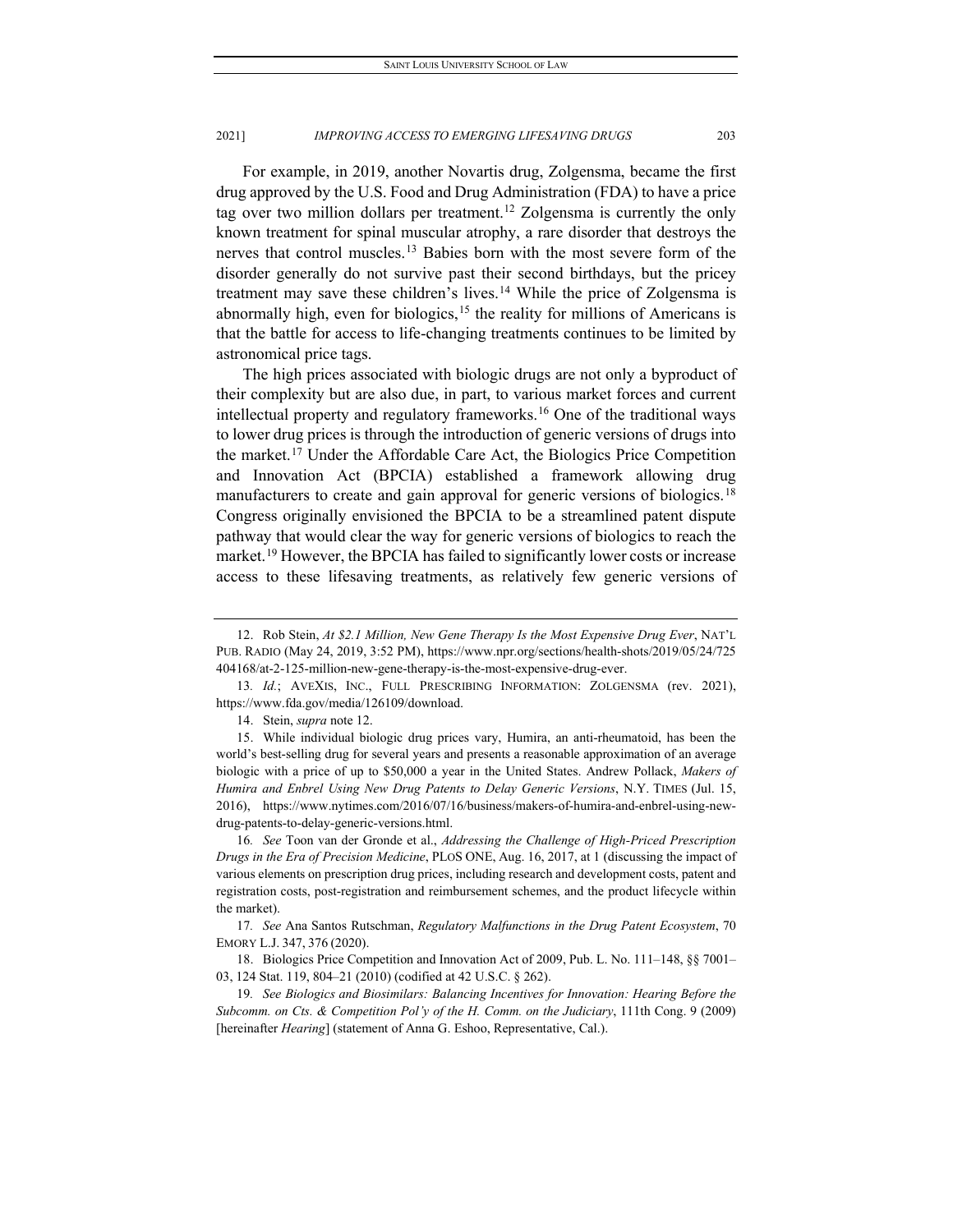For example, in 2019, another Novartis drug, Zolgensma, became the first drug approved by the U.S. Food and Drug Administration (FDA) to have a price tag over two million dollars per treatment.[12] Zolgensma is currently the only known treatment for spinal muscular atrophy, a rare disorder that destroys the nerves that control muscles.[13] Babies born with the most severe form of the disorder generally do not survive past their second birthdays, but the pricey treatment may save these children's lives.[14] While the price of Zolgensma is abnormally high, even for biologics,[15] the reality for millions of Americans is that the battle for access to life-changing treatments continues to be limited by astronomical price tags.

The high prices associated with biologic drugs are not only a byproduct of their complexity but are also due, in part, to various market forces and current intellectual property and regulatory frameworks.[16] One of the traditional ways to lower drug prices is through the introduction of generic versions of drugs into the market.[17] Under the Affordable Care Act, the Biologics Price Competition and Innovation Act (BPCIA) established a framework allowing drug manufacturers to create and gain approval for generic versions of biologics.[18] Congress originally envisioned the BPCIA to be a streamlined patent dispute pathway that would clear the way for generic versions of biologics to reach the market.[19] However, the BPCIA has failed to significantly lower costs or increase access to these lifesaving treatments, as relatively few generic versions of

---

12. Rob Stein, *At $2.1 Million, New Gene Therapy Is the Most Expensive Drug Ever*, NAT'L PUB. RADIO (May 24, 2019, 3:52 PM), https://www.npr.org/sections/health-shots/2019/05/24/725404168/at-2-125-million-new-gene-therapy-is-the-most-expensive-drug-ever.

13. *Id.*; AVEXIS, INC., FULL PRESCRIBING INFORMATION: ZOLGENSMA (rev. 2021), https://www.fda.gov/media/126109/download.

14. Stein, *supra* note 12.

15. While individual biologic drug prices vary, Humira, an anti-rheumatoid, has been the world's best-selling drug for several years and presents a reasonable approximation of an average biologic with a price of up to $50,000 a year in the United States. Andrew Pollack, *Makers of Humira and Enbrel Using New Drug Patents to Delay Generic Versions*, N.Y. TIMES (Jul. 15, 2016), https://www.nytimes.com/2016/07/16/business/makers-of-humira-and-enbrel-using-new-drug-patents-to-delay-generic-versions.html.

16. *See* Toon van der Gronde et al., *Addressing the Challenge of High-Priced Prescription Drugs in the Era of Precision Medicine*, PLOS ONE, Aug. 16, 2017, at 1 (discussing the impact of various elements on prescription drug prices, including research and development costs, patent and registration costs, post-registration and reimbursement schemes, and the product lifecycle within the market).

17. *See* Ana Santos Rutschman, *Regulatory Malfunctions in the Drug Patent Ecosystem*, 70 EMORY L.J. 347, 376 (2020).

18. Biologics Price Competition and Innovation Act of 2009, Pub. L. No. 111–148, §§ 7001–03, 124 Stat. 119, 804–21 (2010) (codified at 42 U.S.C. § 262).

19. *See Biologics and Biosimilars: Balancing Incentives for Innovation: Hearing Before the Subcomm. on Cts. & Competition Pol'y of the H. Comm. on the Judiciary*, 111th Cong. 9 (2009) [hereinafter *Hearing*] (statement of Anna G. Eshoo, Representative, Cal.).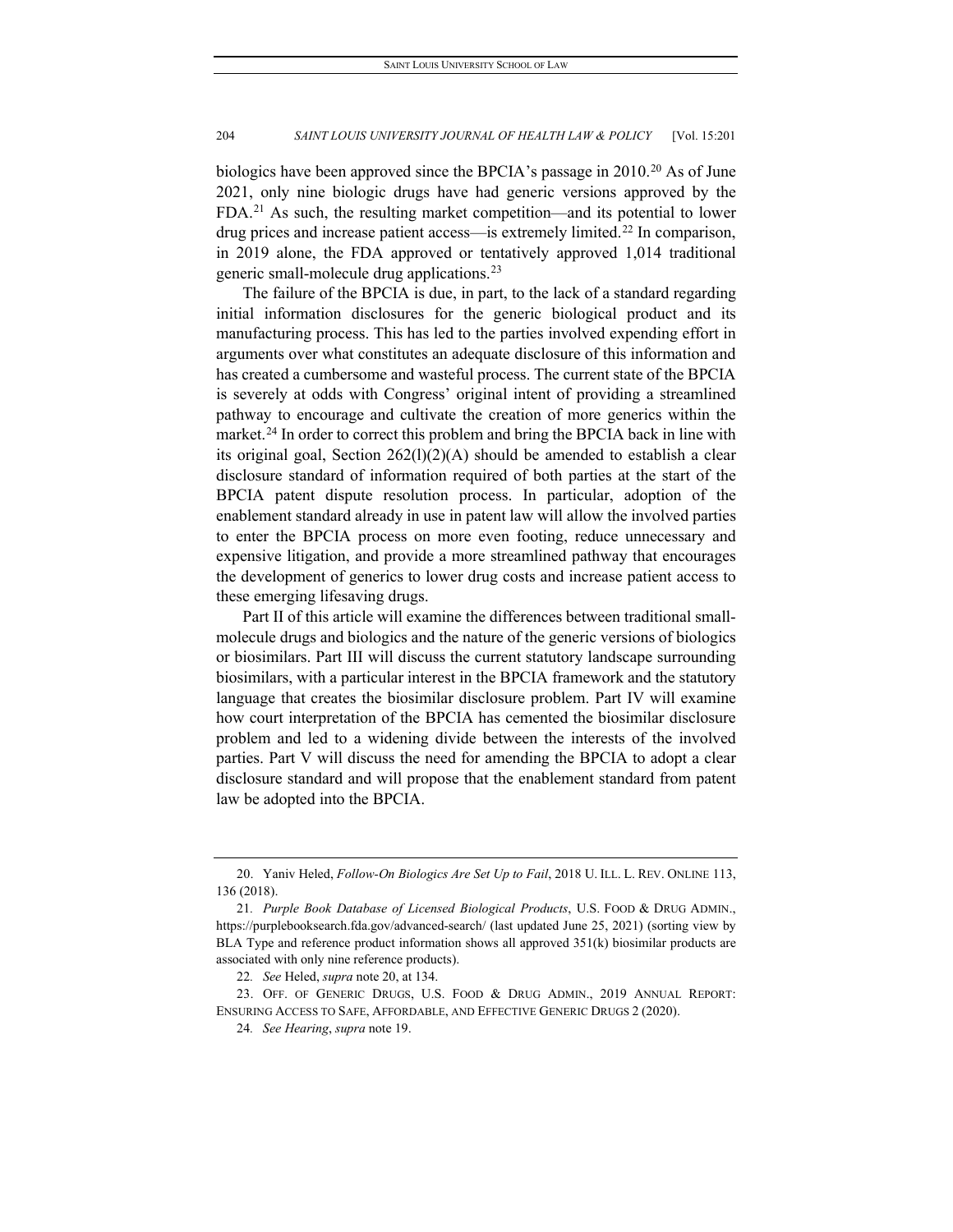biologics have been approved since the BPCIA's passage in 2010.[20] As of June 2021, only nine biologic drugs have had generic versions approved by the FDA.[21] As such, the resulting market competition—and its potential to lower drug prices and increase patient access—is extremely limited.[22] In comparison, in 2019 alone, the FDA approved or tentatively approved 1,014 traditional generic small-molecule drug applications.[23]

The failure of the BPCIA is due, in part, to the lack of a standard regarding initial information disclosures for the generic biological product and its manufacturing process. This has led to the parties involved expending effort in arguments over what constitutes an adequate disclosure of this information and has created a cumbersome and wasteful process. The current state of the BPCIA is severely at odds with Congress' original intent of providing a streamlined pathway to encourage and cultivate the creation of more generics within the market.[24] In order to correct this problem and bring the BPCIA back in line with its original goal, Section 262(l)(2)(A) should be amended to establish a clear disclosure standard of information required of both parties at the start of the BPCIA patent dispute resolution process. In particular, adoption of the enablement standard already in use in patent law will allow the involved parties to enter the BPCIA process on more even footing, reduce unnecessary and expensive litigation, and provide a more streamlined pathway that encourages the development of generics to lower drug costs and increase patient access to these emerging lifesaving drugs.

Part II of this article will examine the differences between traditional small-molecule drugs and biologics and the nature of the generic versions of biologics or biosimilars. Part III will discuss the current statutory landscape surrounding biosimilars, with a particular interest in the BPCIA framework and the statutory language that creates the biosimilar disclosure problem. Part IV will examine how court interpretation of the BPCIA has cemented the biosimilar disclosure problem and led to a widening divide between the interests of the involved parties. Part V will discuss the need for amending the BPCIA to adopt a clear disclosure standard and will propose that the enablement standard from patent law be adopted into the BPCIA.

---

20. Yaniv Heled, *Follow-On Biologics Are Set Up to Fail*, 2018 U. ILL. L. REV. ONLINE 113, 136 (2018).

21. *Purple Book Database of Licensed Biological Products*, U.S. FOOD & DRUG ADMIN., https://purplebooksearch.fda.gov/advanced-search/ (last updated June 25, 2021) (sorting view by BLA Type and reference product information shows all approved 351(k) biosimilar products are associated with only nine reference products).

22. *See* Heled, *supra* note 20, at 134.

23. OFF. OF GENERIC DRUGS, U.S. FOOD & DRUG ADMIN., 2019 ANNUAL REPORT: ENSURING ACCESS TO SAFE, AFFORDABLE, AND EFFECTIVE GENERIC DRUGS 2 (2020).

24. *See Hearing*, *supra* note 19.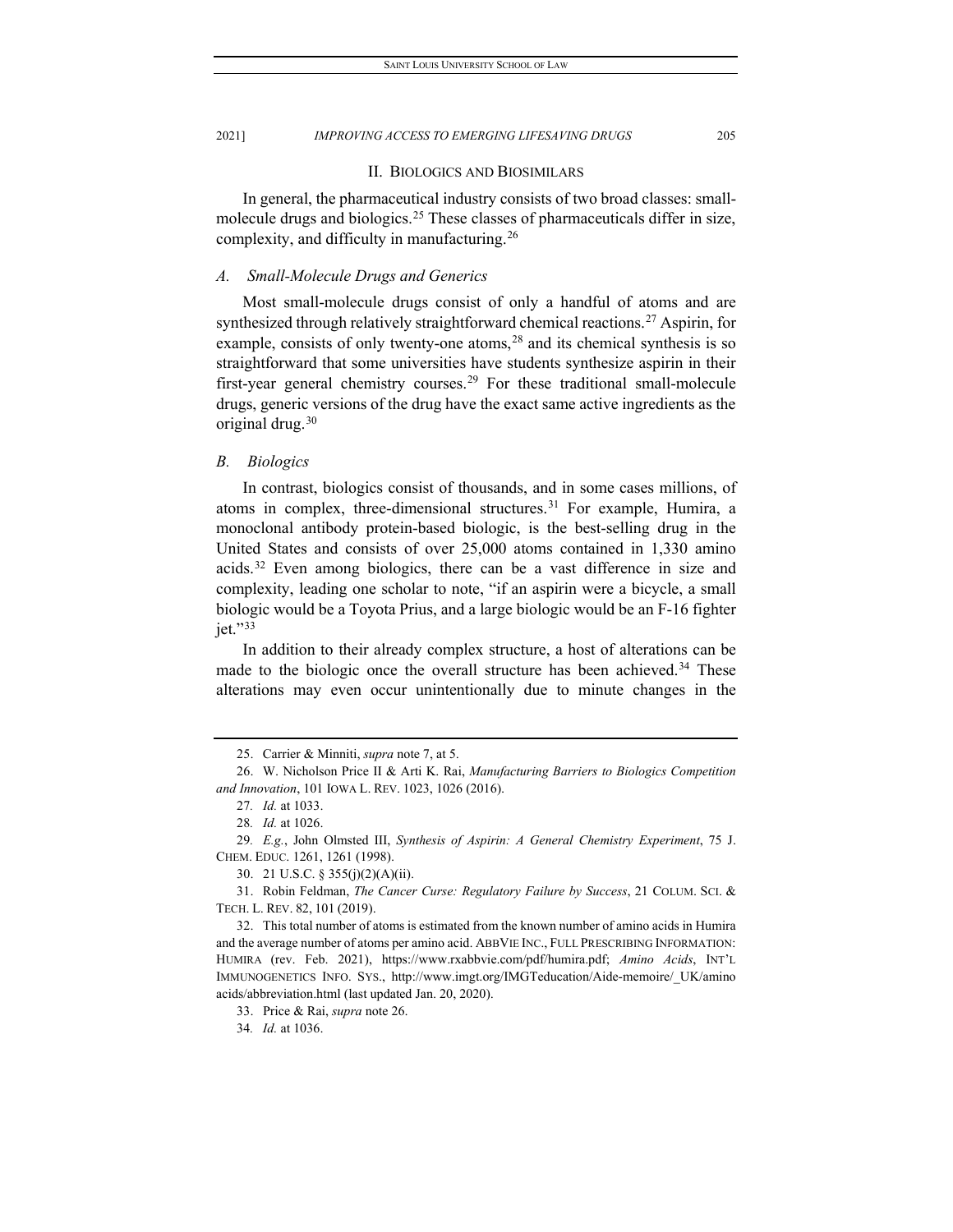## II. BIOLOGICS AND BIOSIMILARS

In general, the pharmaceutical industry consists of two broad classes: small-molecule drugs and biologics.[25] These classes of pharmaceuticals differ in size, complexity, and difficulty in manufacturing.[26]

### *A. Small-Molecule Drugs and Generics*

Most small-molecule drugs consist of only a handful of atoms and are synthesized through relatively straightforward chemical reactions.[27] Aspirin, for example, consists of only twenty-one atoms,[28] and its chemical synthesis is so straightforward that some universities have students synthesize aspirin in their first-year general chemistry courses.[29] For these traditional small-molecule drugs, generic versions of the drug have the exact same active ingredients as the original drug.[30]

### *B. Biologics*

In contrast, biologics consist of thousands, and in some cases millions, of atoms in complex, three-dimensional structures.[31] For example, Humira, a monoclonal antibody protein-based biologic, is the best-selling drug in the United States and consists of over 25,000 atoms contained in 1,330 amino acids.[32] Even among biologics, there can be a vast difference in size and complexity, leading one scholar to note, "if an aspirin were a bicycle, a small biologic would be a Toyota Prius, and a large biologic would be an F-16 fighter jet."[33]

In addition to their already complex structure, a host of alterations can be made to the biologic once the overall structure has been achieved.[34] These alterations may even occur unintentionally due to minute changes in the

---

25. Carrier & Minniti, *supra* note 7, at 5.

26. W. Nicholson Price II & Arti K. Rai, *Manufacturing Barriers to Biologics Competition and Innovation*, 101 IOWA L. REV. 1023, 1026 (2016).

27. *Id.* at 1033.

28. *Id.* at 1026.

29. *E.g.*, John Olmsted III, *Synthesis of Aspirin: A General Chemistry Experiment*, 75 J. CHEM. EDUC. 1261, 1261 (1998).

30. 21 U.S.C. § 355(j)(2)(A)(ii).

31. Robin Feldman, *The Cancer Curse: Regulatory Failure by Success*, 21 COLUM. SCI. & TECH. L. REV. 82, 101 (2019).

32. This total number of atoms is estimated from the known number of amino acids in Humira and the average number of atoms per amino acid. ABBVIE INC., FULL PRESCRIBING INFORMATION: HUMIRA (rev. Feb. 2021), https://www.rxabbvie.com/pdf/humira.pdf; *Amino Acids*, INT'L IMMUNOGENETICS INFO. SYS., http://www.imgt.org/IMGTeducation/Aide-memoire/_UK/amino acids/abbreviation.html (last updated Jan. 20, 2020).

33. Price & Rai, *supra* note 26.

34. *Id.* at 1036.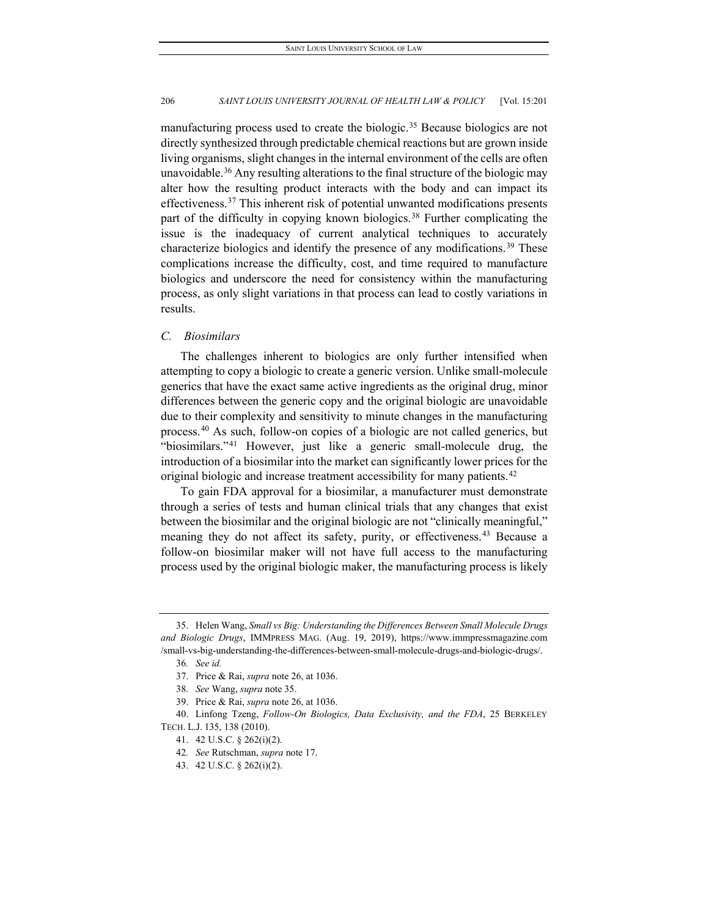manufacturing process used to create the biologic.[35] Because biologics are not directly synthesized through predictable chemical reactions but are grown inside living organisms, slight changes in the internal environment of the cells are often unavoidable.[36] Any resulting alterations to the final structure of the biologic may alter how the resulting product interacts with the body and can impact its effectiveness.[37] This inherent risk of potential unwanted modifications presents part of the difficulty in copying known biologics.[38] Further complicating the issue is the inadequacy of current analytical techniques to accurately characterize biologics and identify the presence of any modifications.[39] These complications increase the difficulty, cost, and time required to manufacture biologics and underscore the need for consistency within the manufacturing process, as only slight variations in that process can lead to costly variations in results.

### *C. Biosimilars*

The challenges inherent to biologics are only further intensified when attempting to copy a biologic to create a generic version. Unlike small-molecule generics that have the exact same active ingredients as the original drug, minor differences between the generic copy and the original biologic are unavoidable due to their complexity and sensitivity to minute changes in the manufacturing process.[40] As such, follow-on copies of a biologic are not called generics, but "biosimilars."[41] However, just like a generic small-molecule drug, the introduction of a biosimilar into the market can significantly lower prices for the original biologic and increase treatment accessibility for many patients.[42]

To gain FDA approval for a biosimilar, a manufacturer must demonstrate through a series of tests and human clinical trials that any changes that exist between the biosimilar and the original biologic are not "clinically meaningful," meaning they do not affect its safety, purity, or effectiveness.[43] Because a follow-on biosimilar maker will not have full access to the manufacturing process used by the original biologic maker, the manufacturing process is likely

---

35. Helen Wang, *Small vs Big: Understanding the Differences Between Small Molecule Drugs and Biologic Drugs*, IMMPRESS MAG. (Aug. 19, 2019), https://www.immpressmagazine.com/small-vs-big-understanding-the-differences-between-small-molecule-drugs-and-biologic-drugs/.

36. *See id.*

37. Price & Rai, *supra* note 26, at 1036.

38. *See* Wang, *supra* note 35.

39. Price & Rai, *supra* note 26, at 1036.

40. Linfong Tzeng, *Follow-On Biologics, Data Exclusivity, and the FDA*, 25 BERKELEY TECH. L.J. 135, 138 (2010).

41. 42 U.S.C. § 262(i)(2).

42. *See* Rutschman, *supra* note 17.

43. 42 U.S.C. § 262(i)(2).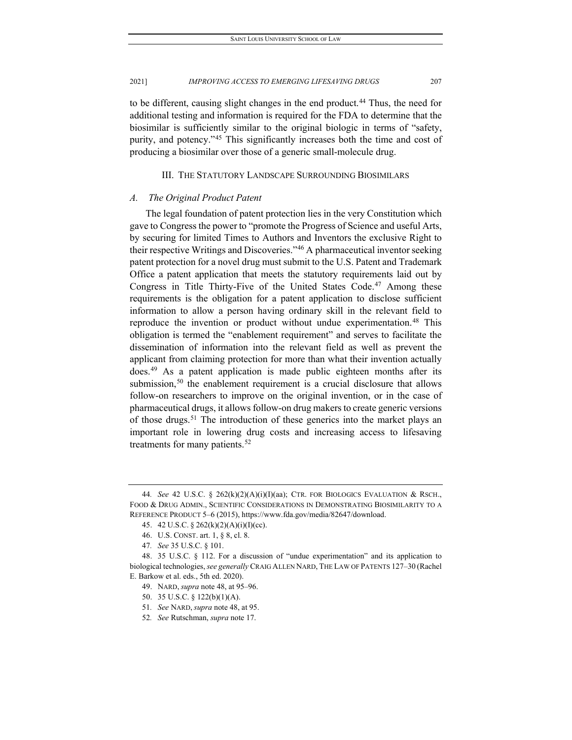to be different, causing slight changes in the end product.[44] Thus, the need for additional testing and information is required for the FDA to determine that the biosimilar is sufficiently similar to the original biologic in terms of "safety, purity, and potency."[45] This significantly increases both the time and cost of producing a biosimilar over those of a generic small-molecule drug.

## III. The Statutory Landscape Surrounding Biosimilars

### *A. The Original Product Patent*

The legal foundation of patent protection lies in the very Constitution which gave to Congress the power to "promote the Progress of Science and useful Arts, by securing for limited Times to Authors and Inventors the exclusive Right to their respective Writings and Discoveries."[46] A pharmaceutical inventor seeking patent protection for a novel drug must submit to the U.S. Patent and Trademark Office a patent application that meets the statutory requirements laid out by Congress in Title Thirty-Five of the United States Code.[47] Among these requirements is the obligation for a patent application to disclose sufficient information to allow a person having ordinary skill in the relevant field to reproduce the invention or product without undue experimentation.[48] This obligation is termed the "enablement requirement" and serves to facilitate the dissemination of information into the relevant field as well as prevent the applicant from claiming protection for more than what their invention actually does.[49] As a patent application is made public eighteen months after its submission,[50] the enablement requirement is a crucial disclosure that allows follow-on researchers to improve on the original invention, or in the case of pharmaceutical drugs, it allows follow-on drug makers to create generic versions of those drugs.[51] The introduction of these generics into the market plays an important role in lowering drug costs and increasing access to lifesaving treatments for many patients.[52]

---

44. *See* 42 U.S.C. § 262(k)(2)(A)(i)(I)(aa); Ctr. for Biologics Evaluation & Rsch., Food & Drug Admin., Scientific Considerations in Demonstrating Biosimilarity to a Reference Product 5–6 (2015), https://www.fda.gov/media/82647/download.

45. 42 U.S.C. § 262(k)(2)(A)(i)(I)(cc).

46. U.S. Const. art. 1, § 8, cl. 8.

47. *See* 35 U.S.C. § 101.

48. 35 U.S.C. § 112. For a discussion of "undue experimentation" and its application to biological technologies, *see generally* Craig Allen Nard, The Law of Patents 127–30 (Rachel E. Barkow et al. eds., 5th ed. 2020).

49. Nard, *supra* note 48, at 95–96.

50. 35 U.S.C. § 122(b)(1)(A).

51. *See* Nard, *supra* note 48, at 95.

52. *See* Rutschman, *supra* note 17.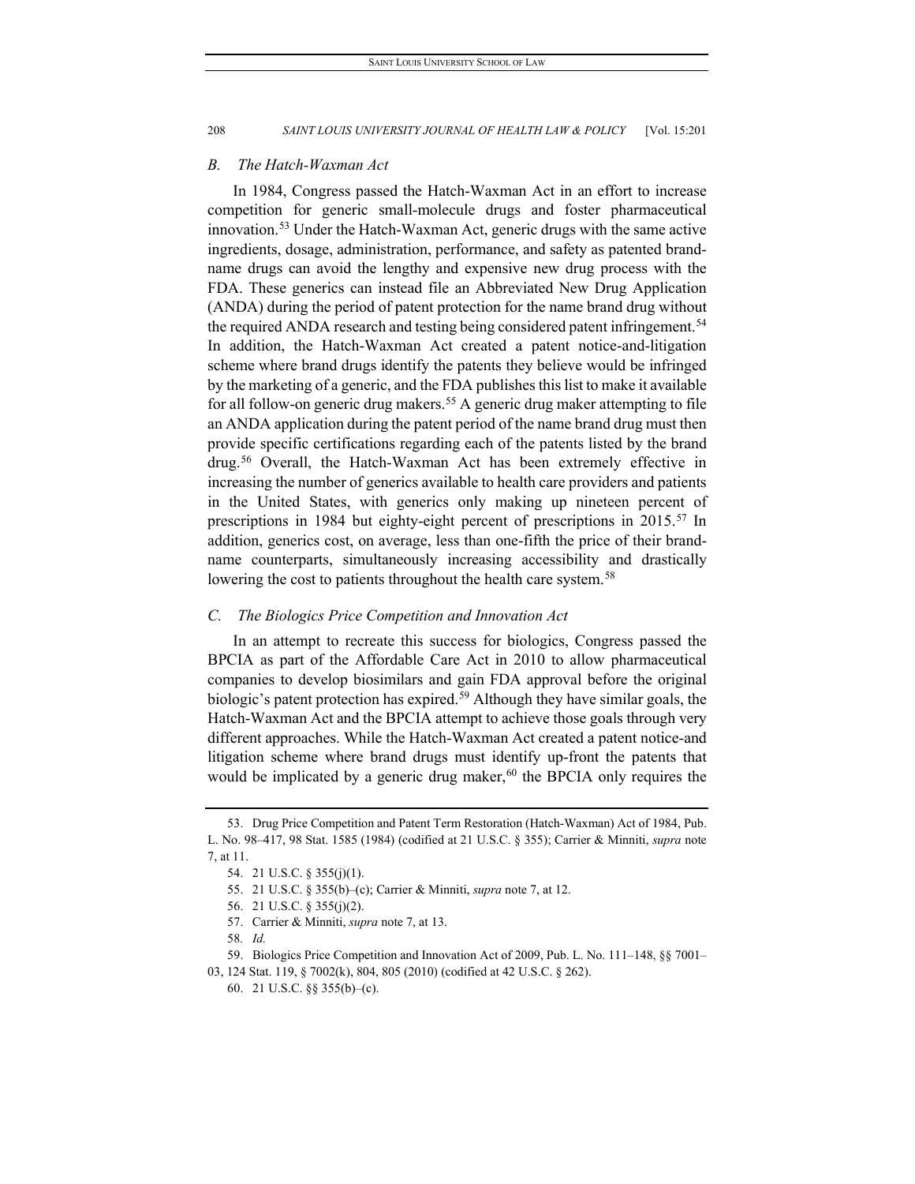### *B. The Hatch-Waxman Act*

In 1984, Congress passed the Hatch-Waxman Act in an effort to increase competition for generic small-molecule drugs and foster pharmaceutical innovation.[53] Under the Hatch-Waxman Act, generic drugs with the same active ingredients, dosage, administration, performance, and safety as patented brand-name drugs can avoid the lengthy and expensive new drug process with the FDA. These generics can instead file an Abbreviated New Drug Application (ANDA) during the period of patent protection for the name brand drug without the required ANDA research and testing being considered patent infringement.[54] In addition, the Hatch-Waxman Act created a patent notice-and-litigation scheme where brand drugs identify the patents they believe would be infringed by the marketing of a generic, and the FDA publishes this list to make it available for all follow-on generic drug makers.[55] A generic drug maker attempting to file an ANDA application during the patent period of the name brand drug must then provide specific certifications regarding each of the patents listed by the brand drug.[56] Overall, the Hatch-Waxman Act has been extremely effective in increasing the number of generics available to health care providers and patients in the United States, with generics only making up nineteen percent of prescriptions in 1984 but eighty-eight percent of prescriptions in 2015.[57] In addition, generics cost, on average, less than one-fifth the price of their brand-name counterparts, simultaneously increasing accessibility and drastically lowering the cost to patients throughout the health care system.[58]

### *C. The Biologics Price Competition and Innovation Act*

In an attempt to recreate this success for biologics, Congress passed the BPCIA as part of the Affordable Care Act in 2010 to allow pharmaceutical companies to develop biosimilars and gain FDA approval before the original biologic's patent protection has expired.[59] Although they have similar goals, the Hatch-Waxman Act and the BPCIA attempt to achieve those goals through very different approaches. While the Hatch-Waxman Act created a patent notice-and litigation scheme where brand drugs must identify up-front the patents that would be implicated by a generic drug maker,[60] the BPCIA only requires the

---

53. Drug Price Competition and Patent Term Restoration (Hatch-Waxman) Act of 1984, Pub. L. No. 98–417, 98 Stat. 1585 (1984) (codified at 21 U.S.C. § 355); Carrier & Minniti, *supra* note 7, at 11.

54. 21 U.S.C. § 355(j)(1).

55. 21 U.S.C. § 355(b)–(c); Carrier & Minniti, *supra* note 7, at 12.

56. 21 U.S.C. § 355(j)(2).

57. Carrier & Minniti, *supra* note 7, at 13.

58. *Id.*

59. Biologics Price Competition and Innovation Act of 2009, Pub. L. No. 111–148, §§ 7001–03, 124 Stat. 119, § 7002(k), 804, 805 (2010) (codified at 42 U.S.C. § 262).

60. 21 U.S.C. §§ 355(b)–(c).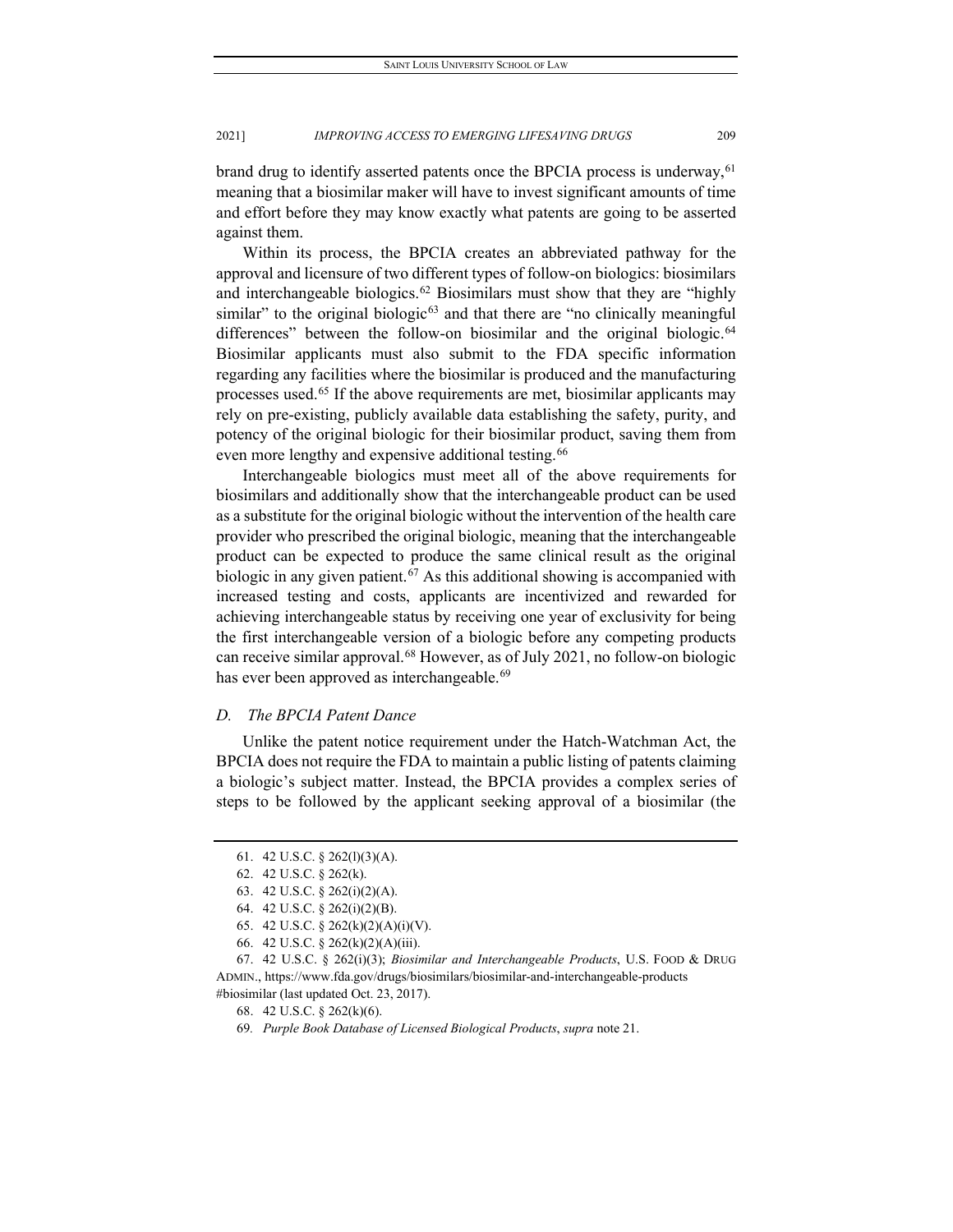brand drug to identify asserted patents once the BPCIA process is underway,[61] meaning that a biosimilar maker will have to invest significant amounts of time and effort before they may know exactly what patents are going to be asserted against them.

Within its process, the BPCIA creates an abbreviated pathway for the approval and licensure of two different types of follow-on biologics: biosimilars and interchangeable biologics.[62] Biosimilars must show that they are "highly similar" to the original biologic[63] and that there are "no clinically meaningful differences" between the follow-on biosimilar and the original biologic.[64] Biosimilar applicants must also submit to the FDA specific information regarding any facilities where the biosimilar is produced and the manufacturing processes used.[65] If the above requirements are met, biosimilar applicants may rely on pre-existing, publicly available data establishing the safety, purity, and potency of the original biologic for their biosimilar product, saving them from even more lengthy and expensive additional testing.[66]

Interchangeable biologics must meet all of the above requirements for biosimilars and additionally show that the interchangeable product can be used as a substitute for the original biologic without the intervention of the health care provider who prescribed the original biologic, meaning that the interchangeable product can be expected to produce the same clinical result as the original biologic in any given patient.[67] As this additional showing is accompanied with increased testing and costs, applicants are incentivized and rewarded for achieving interchangeable status by receiving one year of exclusivity for being the first interchangeable version of a biologic before any competing products can receive similar approval.[68] However, as of July 2021, no follow-on biologic has ever been approved as interchangeable.[69]

### *D. The BPCIA Patent Dance*

Unlike the patent notice requirement under the Hatch-Watchman Act, the BPCIA does not require the FDA to maintain a public listing of patents claiming a biologic's subject matter. Instead, the BPCIA provides a complex series of steps to be followed by the applicant seeking approval of a biosimilar (the

---

61. 42 U.S.C. § 262(l)(3)(A).

62. 42 U.S.C. § 262(k).

63. 42 U.S.C. § 262(i)(2)(A).

64. 42 U.S.C. § 262(i)(2)(B).

65. 42 U.S.C. § 262(k)(2)(A)(i)(V).

66. 42 U.S.C. § 262(k)(2)(A)(iii).

67. 42 U.S.C. § 262(i)(3); *Biosimilar and Interchangeable Products*, U.S. FOOD & DRUG ADMIN., https://www.fda.gov/drugs/biosimilars/biosimilar-and-interchangeable-products #biosimilar (last updated Oct. 23, 2017).

68. 42 U.S.C. § 262(k)(6).

69. *Purple Book Database of Licensed Biological Products*, *supra* note 21.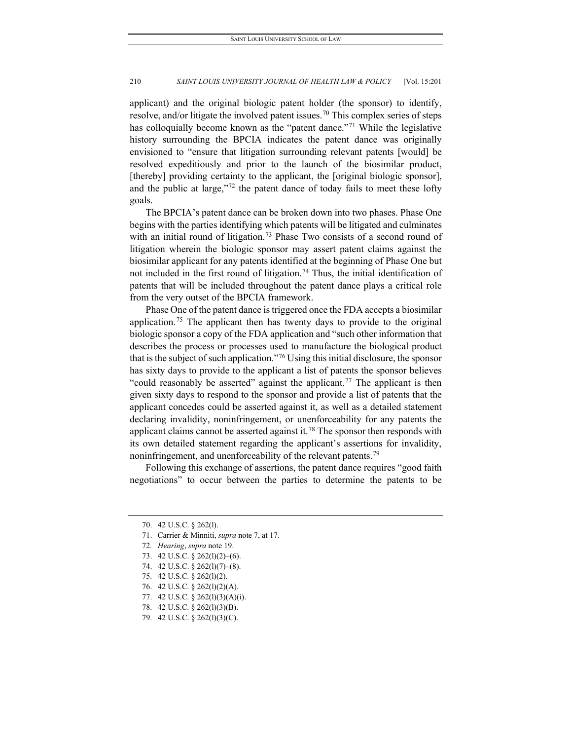applicant) and the original biologic patent holder (the sponsor) to identify, resolve, and/or litigate the involved patent issues.[70] This complex series of steps has colloquially become known as the "patent dance."[71] While the legislative history surrounding the BPCIA indicates the patent dance was originally envisioned to "ensure that litigation surrounding relevant patents [would] be resolved expeditiously and prior to the launch of the biosimilar product, [thereby] providing certainty to the applicant, the [original biologic sponsor], and the public at large,"[72] the patent dance of today fails to meet these lofty goals.

The BPCIA's patent dance can be broken down into two phases. Phase One begins with the parties identifying which patents will be litigated and culminates with an initial round of litigation.[73] Phase Two consists of a second round of litigation wherein the biologic sponsor may assert patent claims against the biosimilar applicant for any patents identified at the beginning of Phase One but not included in the first round of litigation.[74] Thus, the initial identification of patents that will be included throughout the patent dance plays a critical role from the very outset of the BPCIA framework.

Phase One of the patent dance is triggered once the FDA accepts a biosimilar application.[75] The applicant then has twenty days to provide to the original biologic sponsor a copy of the FDA application and "such other information that describes the process or processes used to manufacture the biological product that is the subject of such application."[76] Using this initial disclosure, the sponsor has sixty days to provide to the applicant a list of patents the sponsor believes "could reasonably be asserted" against the applicant.[77] The applicant is then given sixty days to respond to the sponsor and provide a list of patents that the applicant concedes could be asserted against it, as well as a detailed statement declaring invalidity, noninfringement, or unenforceability for any patents the applicant claims cannot be asserted against it.[78] The sponsor then responds with its own detailed statement regarding the applicant's assertions for invalidity, noninfringement, and unenforceability of the relevant patents.[79]

Following this exchange of assertions, the patent dance requires "good faith negotiations" to occur between the parties to determine the patents to be

---

70. 42 U.S.C. § 262(l).

71. Carrier & Minniti, *supra* note 7, at 17.

72. *Hearing*, *supra* note 19.

73. 42 U.S.C. § 262(l)(2)–(6).

74. 42 U.S.C. § 262(l)(7)–(8).

75. 42 U.S.C. § 262(l)(2).

76. 42 U.S.C. § 262(l)(2)(A).

77. 42 U.S.C. § 262(l)(3)(A)(i).

78. 42 U.S.C. § 262(l)(3)(B).

79. 42 U.S.C. § 262(l)(3)(C).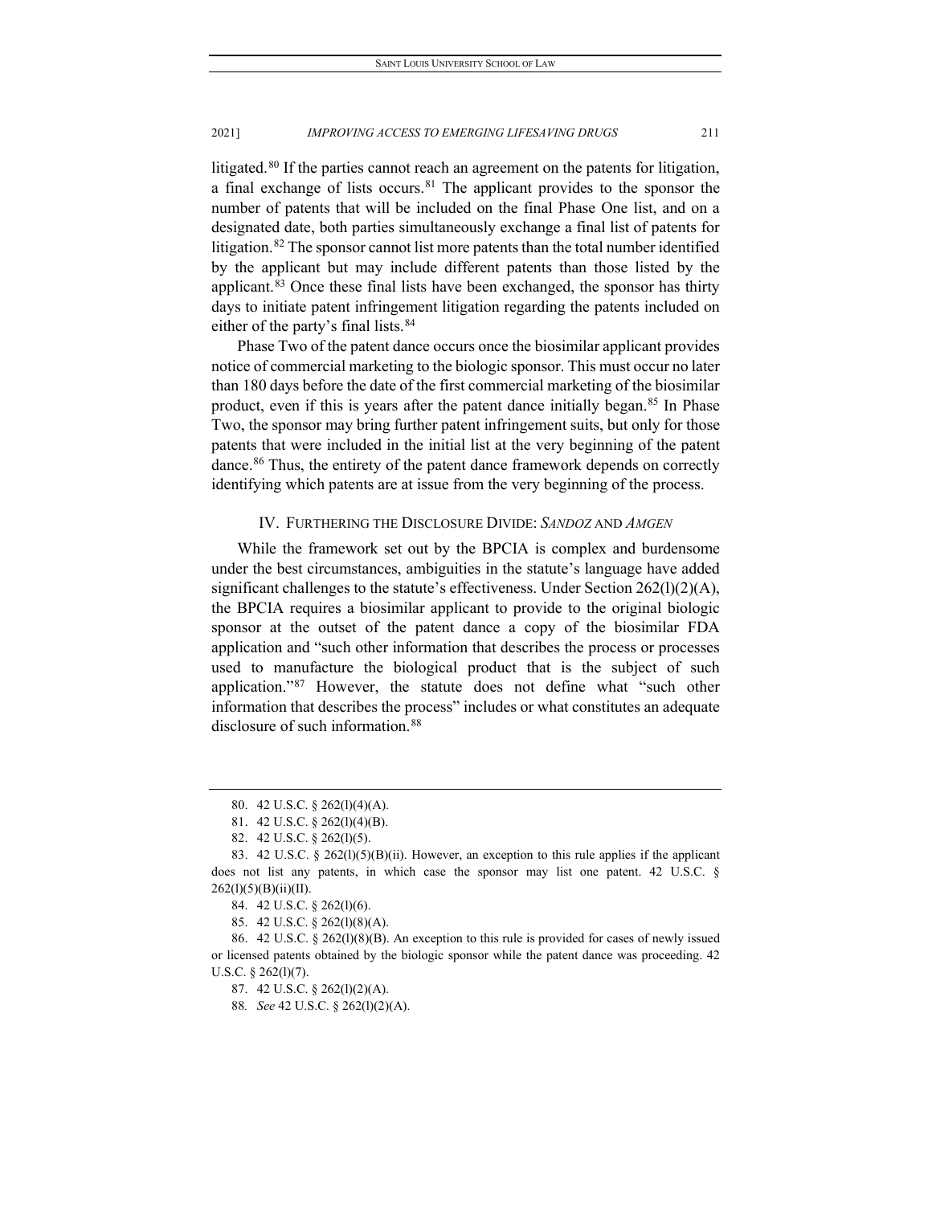litigated.[80] If the parties cannot reach an agreement on the patents for litigation, a final exchange of lists occurs.[81] The applicant provides to the sponsor the number of patents that will be included on the final Phase One list, and on a designated date, both parties simultaneously exchange a final list of patents for litigation.[82] The sponsor cannot list more patents than the total number identified by the applicant but may include different patents than those listed by the applicant.[83] Once these final lists have been exchanged, the sponsor has thirty days to initiate patent infringement litigation regarding the patents included on either of the party's final lists.[84]

Phase Two of the patent dance occurs once the biosimilar applicant provides notice of commercial marketing to the biologic sponsor. This must occur no later than 180 days before the date of the first commercial marketing of the biosimilar product, even if this is years after the patent dance initially began.[85] In Phase Two, the sponsor may bring further patent infringement suits, but only for those patents that were included in the initial list at the very beginning of the patent dance.[86] Thus, the entirety of the patent dance framework depends on correctly identifying which patents are at issue from the very beginning of the process.

## IV. FURTHERING THE DISCLOSURE DIVIDE: *SANDOZ* AND *AMGEN*

While the framework set out by the BPCIA is complex and burdensome under the best circumstances, ambiguities in the statute's language have added significant challenges to the statute's effectiveness. Under Section 262(l)(2)(A), the BPCIA requires a biosimilar applicant to provide to the original biologic sponsor at the outset of the patent dance a copy of the biosimilar FDA application and "such other information that describes the process or processes used to manufacture the biological product that is the subject of such application."[87] However, the statute does not define what "such other information that describes the process" includes or what constitutes an adequate disclosure of such information.[88]

---

80. 42 U.S.C. § 262(l)(4)(A).

81. 42 U.S.C. § 262(l)(4)(B).

82. 42 U.S.C. § 262(l)(5).

83. 42 U.S.C. § 262(l)(5)(B)(ii). However, an exception to this rule applies if the applicant does not list any patents, in which case the sponsor may list one patent. 42 U.S.C. § 262(l)(5)(B)(ii)(II).

84. 42 U.S.C. § 262(l)(6).

85. 42 U.S.C. § 262(l)(8)(A).

86. 42 U.S.C. § 262(l)(8)(B). An exception to this rule is provided for cases of newly issued or licensed patents obtained by the biologic sponsor while the patent dance was proceeding. 42 U.S.C. § 262(l)(7).

87. 42 U.S.C. § 262(l)(2)(A).

88. *See* 42 U.S.C. § 262(l)(2)(A).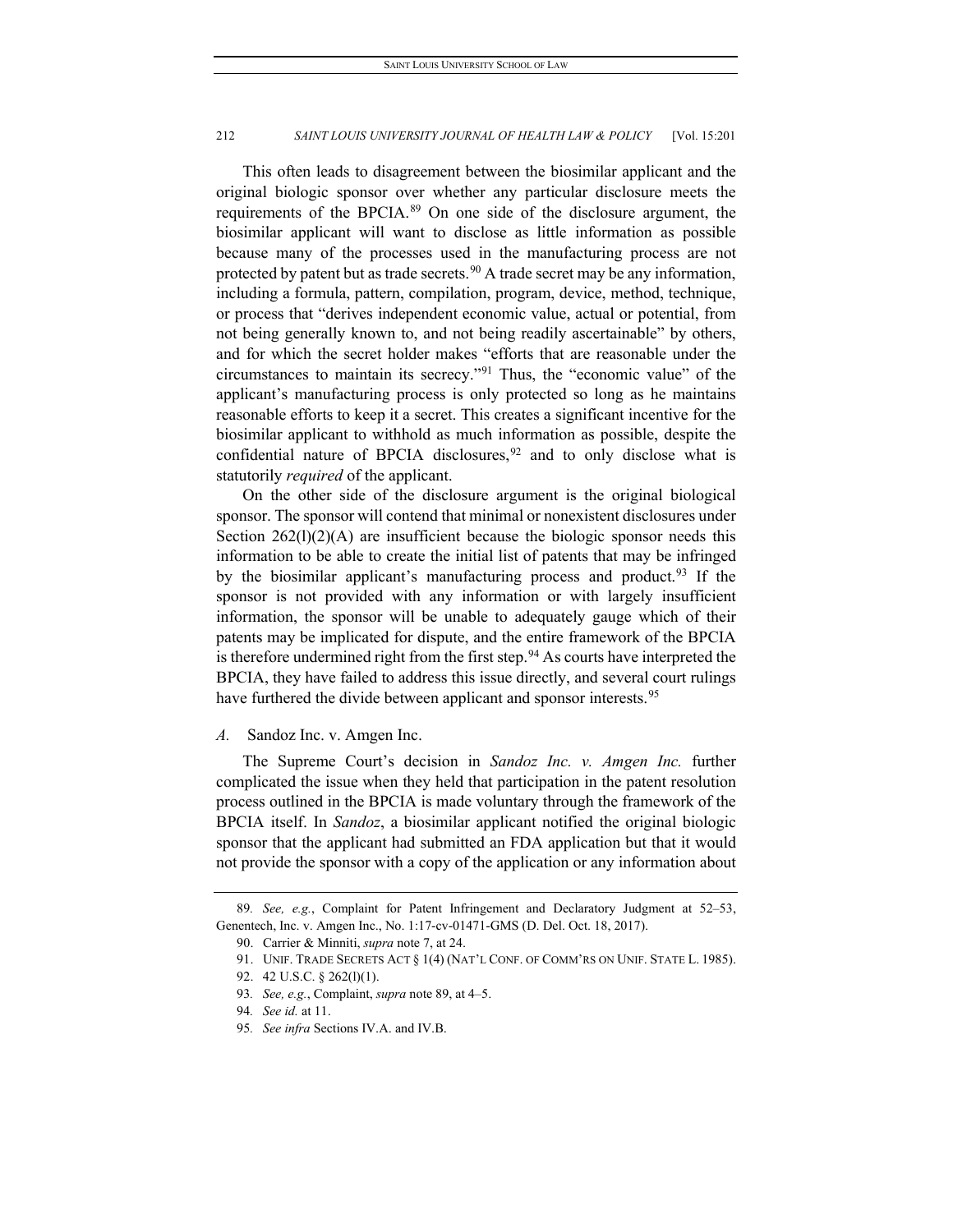This often leads to disagreement between the biosimilar applicant and the original biologic sponsor over whether any particular disclosure meets the requirements of the BPCIA.[89] On one side of the disclosure argument, the biosimilar applicant will want to disclose as little information as possible because many of the processes used in the manufacturing process are not protected by patent but as trade secrets.[90] A trade secret may be any information, including a formula, pattern, compilation, program, device, method, technique, or process that "derives independent economic value, actual or potential, from not being generally known to, and not being readily ascertainable" by others, and for which the secret holder makes "efforts that are reasonable under the circumstances to maintain its secrecy."[91] Thus, the "economic value" of the applicant's manufacturing process is only protected so long as he maintains reasonable efforts to keep it a secret. This creates a significant incentive for the biosimilar applicant to withhold as much information as possible, despite the confidential nature of BPCIA disclosures,[92] and to only disclose what is statutorily *required* of the applicant.

On the other side of the disclosure argument is the original biological sponsor. The sponsor will contend that minimal or nonexistent disclosures under Section 262(l)(2)(A) are insufficient because the biologic sponsor needs this information to be able to create the initial list of patents that may be infringed by the biosimilar applicant's manufacturing process and product.[93] If the sponsor is not provided with any information or with largely insufficient information, the sponsor will be unable to adequately gauge which of their patents may be implicated for dispute, and the entire framework of the BPCIA is therefore undermined right from the first step.[94] As courts have interpreted the BPCIA, they have failed to address this issue directly, and several court rulings have furthered the divide between applicant and sponsor interests.[95]

### *A.* Sandoz Inc. v. Amgen Inc.

The Supreme Court's decision in *Sandoz Inc. v. Amgen Inc.* further complicated the issue when they held that participation in the patent resolution process outlined in the BPCIA is made voluntary through the framework of the BPCIA itself. In *Sandoz*, a biosimilar applicant notified the original biologic sponsor that the applicant had submitted an FDA application but that it would not provide the sponsor with a copy of the application or any information about

---

89. *See, e.g.*, Complaint for Patent Infringement and Declaratory Judgment at 52–53, Genentech, Inc. v. Amgen Inc., No. 1:17-cv-01471-GMS (D. Del. Oct. 18, 2017).

90. Carrier & Minniti, *supra* note 7, at 24.

91. UNIF. TRADE SECRETS ACT § 1(4) (NAT'L CONF. OF COMM'RS ON UNIF. STATE L. 1985).

92. 42 U.S.C. § 262(l)(1).

93. *See, e.g.*, Complaint, *supra* note 89, at 4–5.

94. *See id.* at 11.

95. *See infra* Sections IV.A. and IV.B.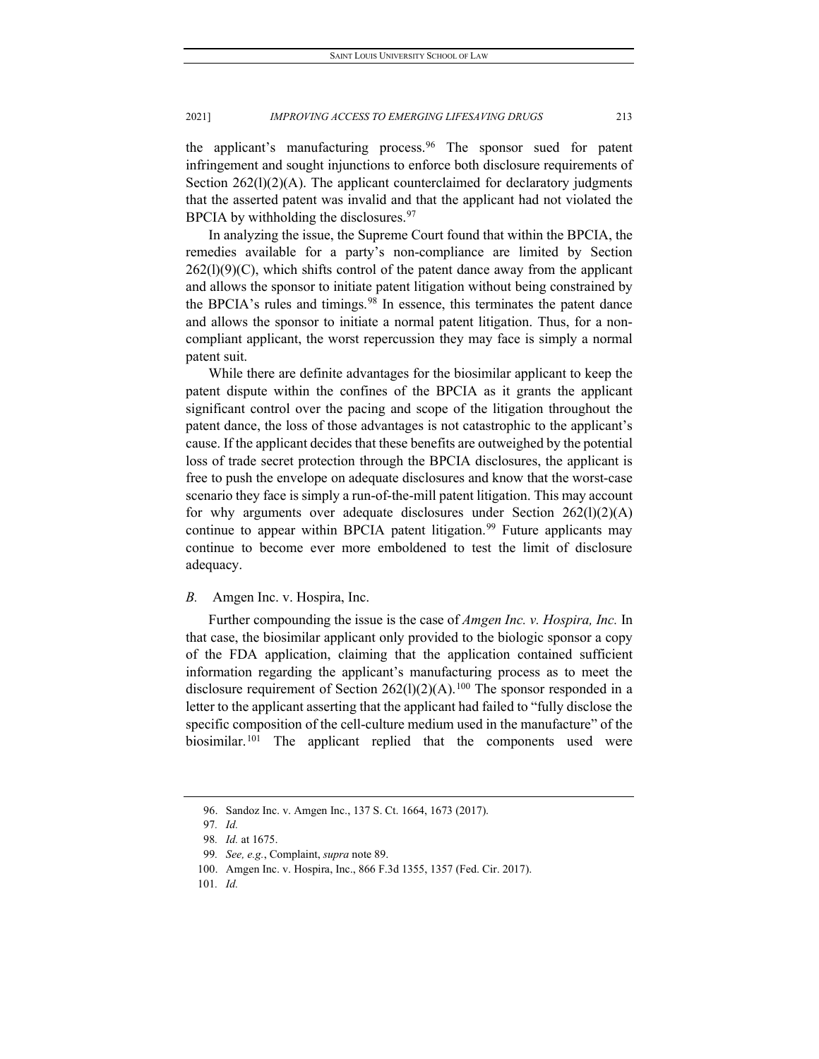the applicant's manufacturing process.[96] The sponsor sued for patent infringement and sought injunctions to enforce both disclosure requirements of Section 262(l)(2)(A). The applicant counterclaimed for declaratory judgments that the asserted patent was invalid and that the applicant had not violated the BPCIA by withholding the disclosures.[97]

In analyzing the issue, the Supreme Court found that within the BPCIA, the remedies available for a party's non-compliance are limited by Section 262(l)(9)(C), which shifts control of the patent dance away from the applicant and allows the sponsor to initiate patent litigation without being constrained by the BPCIA's rules and timings.[98] In essence, this terminates the patent dance and allows the sponsor to initiate a normal patent litigation. Thus, for a non-compliant applicant, the worst repercussion they may face is simply a normal patent suit.

While there are definite advantages for the biosimilar applicant to keep the patent dispute within the confines of the BPCIA as it grants the applicant significant control over the pacing and scope of the litigation throughout the patent dance, the loss of those advantages is not catastrophic to the applicant's cause. If the applicant decides that these benefits are outweighed by the potential loss of trade secret protection through the BPCIA disclosures, the applicant is free to push the envelope on adequate disclosures and know that the worst-case scenario they face is simply a run-of-the-mill patent litigation. This may account for why arguments over adequate disclosures under Section 262(l)(2)(A) continue to appear within BPCIA patent litigation.[99] Future applicants may continue to become ever more emboldened to test the limit of disclosure adequacy.

### *B.* Amgen Inc. v. Hospira, Inc.

Further compounding the issue is the case of *Amgen Inc. v. Hospira, Inc.* In that case, the biosimilar applicant only provided to the biologic sponsor a copy of the FDA application, claiming that the application contained sufficient information regarding the applicant's manufacturing process as to meet the disclosure requirement of Section 262(l)(2)(A).[100] The sponsor responded in a letter to the applicant asserting that the applicant had failed to "fully disclose the specific composition of the cell-culture medium used in the manufacture" of the biosimilar.[101] The applicant replied that the components used were

---

96. Sandoz Inc. v. Amgen Inc., 137 S. Ct. 1664, 1673 (2017).

97. *Id.*

98. *Id.* at 1675.

99. *See, e.g.*, Complaint, *supra* note 89.

100. Amgen Inc. v. Hospira, Inc., 866 F.3d 1355, 1357 (Fed. Cir. 2017).

101. *Id.*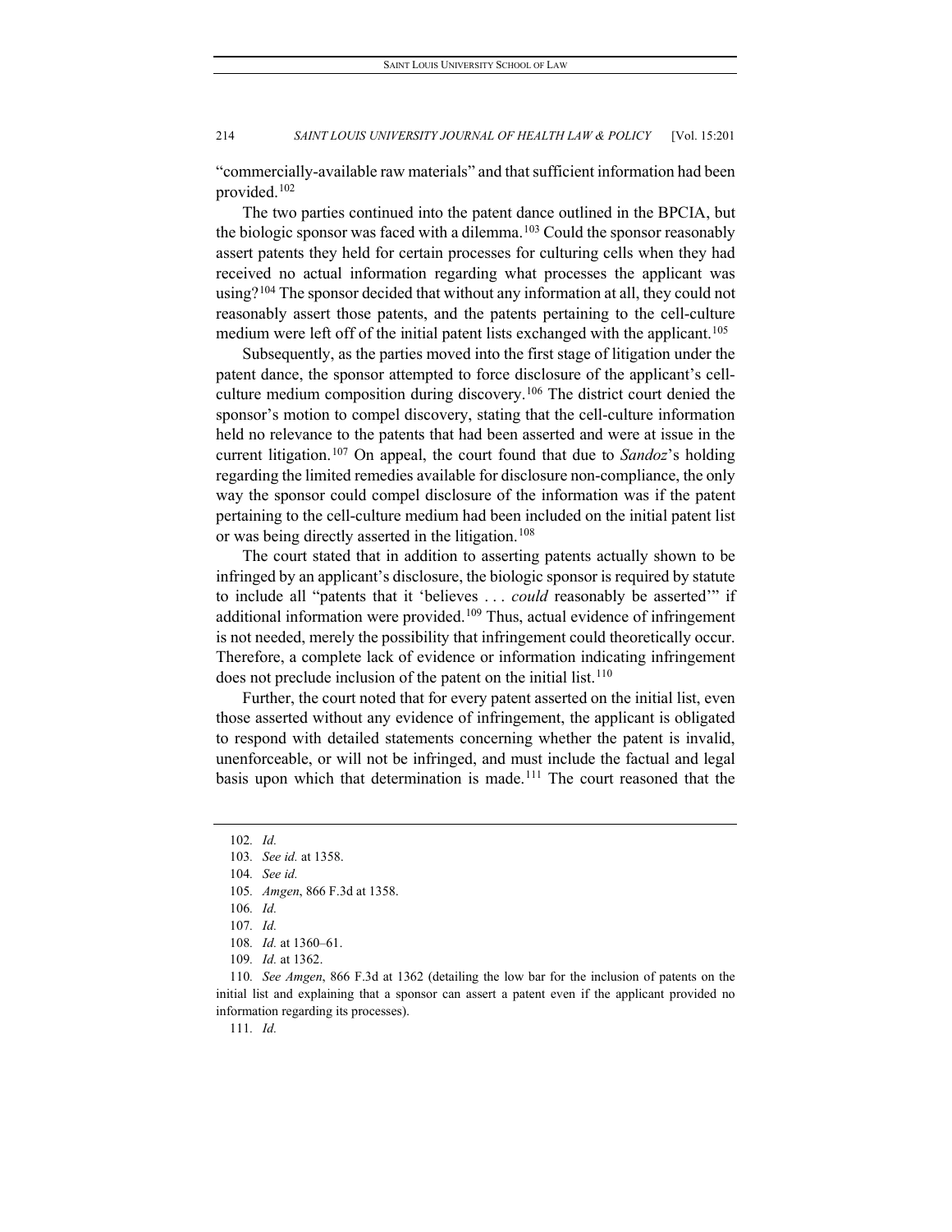"commercially-available raw materials" and that sufficient information had been provided.[102]

The two parties continued into the patent dance outlined in the BPCIA, but the biologic sponsor was faced with a dilemma.[103] Could the sponsor reasonably assert patents they held for certain processes for culturing cells when they had received no actual information regarding what processes the applicant was using?[104] The sponsor decided that without any information at all, they could not reasonably assert those patents, and the patents pertaining to the cell-culture medium were left off of the initial patent lists exchanged with the applicant.[105]

Subsequently, as the parties moved into the first stage of litigation under the patent dance, the sponsor attempted to force disclosure of the applicant's cell-culture medium composition during discovery.[106] The district court denied the sponsor's motion to compel discovery, stating that the cell-culture information held no relevance to the patents that had been asserted and were at issue in the current litigation.[107] On appeal, the court found that due to *Sandoz*'s holding regarding the limited remedies available for disclosure non-compliance, the only way the sponsor could compel disclosure of the information was if the patent pertaining to the cell-culture medium had been included on the initial patent list or was being directly asserted in the litigation.[108]

The court stated that in addition to asserting patents actually shown to be infringed by an applicant's disclosure, the biologic sponsor is required by statute to include all "patents that it 'believes . . . *could* reasonably be asserted'" if additional information were provided.[109] Thus, actual evidence of infringement is not needed, merely the possibility that infringement could theoretically occur. Therefore, a complete lack of evidence or information indicating infringement does not preclude inclusion of the patent on the initial list.[110]

Further, the court noted that for every patent asserted on the initial list, even those asserted without any evidence of infringement, the applicant is obligated to respond with detailed statements concerning whether the patent is invalid, unenforceable, or will not be infringed, and must include the factual and legal basis upon which that determination is made.[111] The court reasoned that the

---

102. *Id.*

103. *See id.* at 1358.

104. *See id.*

105. *Amgen*, 866 F.3d at 1358.

106. *Id.*

107. *Id.*

108. *Id.* at 1360–61.

109. *Id.* at 1362.

110. *See Amgen*, 866 F.3d at 1362 (detailing the low bar for the inclusion of patents on the initial list and explaining that a sponsor can assert a patent even if the applicant provided no information regarding its processes).

111. *Id.*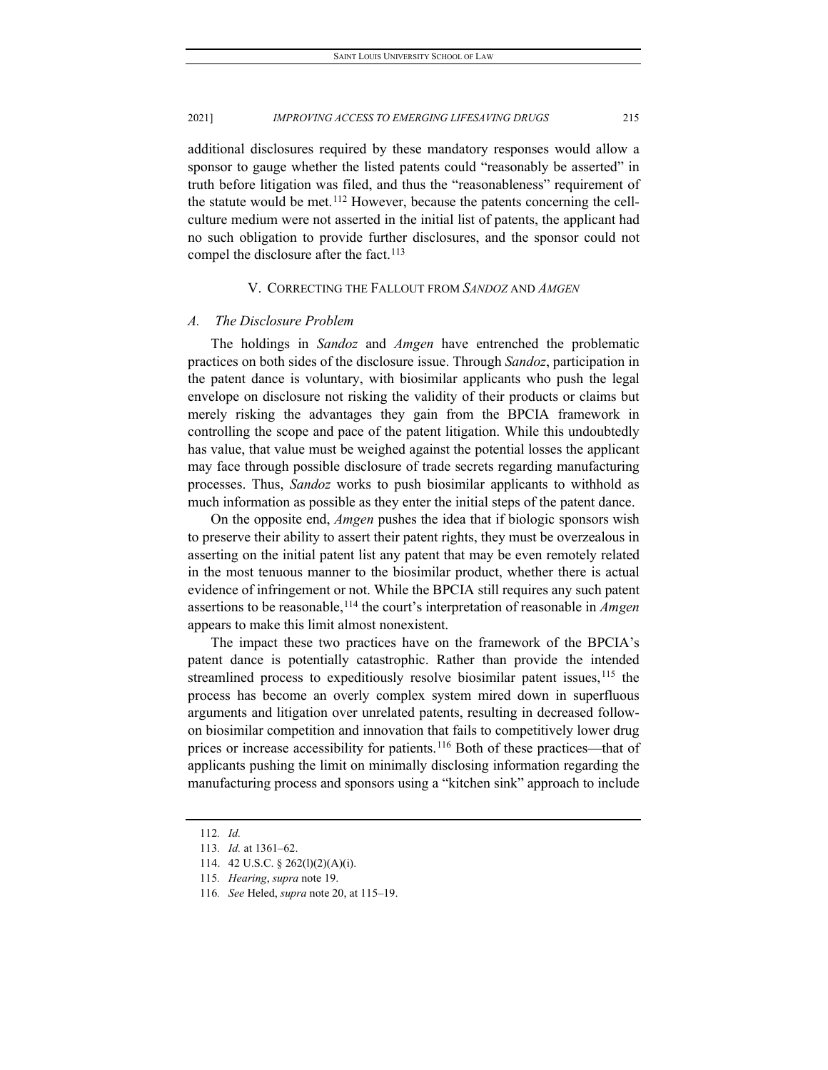additional disclosures required by these mandatory responses would allow a sponsor to gauge whether the listed patents could "reasonably be asserted" in truth before litigation was filed, and thus the "reasonableness" requirement of the statute would be met.[112] However, because the patents concerning the cell-culture medium were not asserted in the initial list of patents, the applicant had no such obligation to provide further disclosures, and the sponsor could not compel the disclosure after the fact.[113]

## V. Correcting the Fallout from *Sandoz* and *Amgen*

### *A. The Disclosure Problem*

The holdings in *Sandoz* and *Amgen* have entrenched the problematic practices on both sides of the disclosure issue. Through *Sandoz*, participation in the patent dance is voluntary, with biosimilar applicants who push the legal envelope on disclosure not risking the validity of their products or claims but merely risking the advantages they gain from the BPCIA framework in controlling the scope and pace of the patent litigation. While this undoubtedly has value, that value must be weighed against the potential losses the applicant may face through possible disclosure of trade secrets regarding manufacturing processes. Thus, *Sandoz* works to push biosimilar applicants to withhold as much information as possible as they enter the initial steps of the patent dance.

On the opposite end, *Amgen* pushes the idea that if biologic sponsors wish to preserve their ability to assert their patent rights, they must be overzealous in asserting on the initial patent list any patent that may be even remotely related in the most tenuous manner to the biosimilar product, whether there is actual evidence of infringement or not. While the BPCIA still requires any such patent assertions to be reasonable,[114] the court's interpretation of reasonable in *Amgen* appears to make this limit almost nonexistent.

The impact these two practices have on the framework of the BPCIA's patent dance is potentially catastrophic. Rather than provide the intended streamlined process to expeditiously resolve biosimilar patent issues,[115] the process has become an overly complex system mired down in superfluous arguments and litigation over unrelated patents, resulting in decreased follow-on biosimilar competition and innovation that fails to competitively lower drug prices or increase accessibility for patients.[116] Both of these practices—that of applicants pushing the limit on minimally disclosing information regarding the manufacturing process and sponsors using a "kitchen sink" approach to include

---

112. *Id.*

113. *Id.* at 1361–62.

114. 42 U.S.C. § 262(l)(2)(A)(i).

115. *Hearing*, *supra* note 19.

116. *See* Heled, *supra* note 20, at 115–19.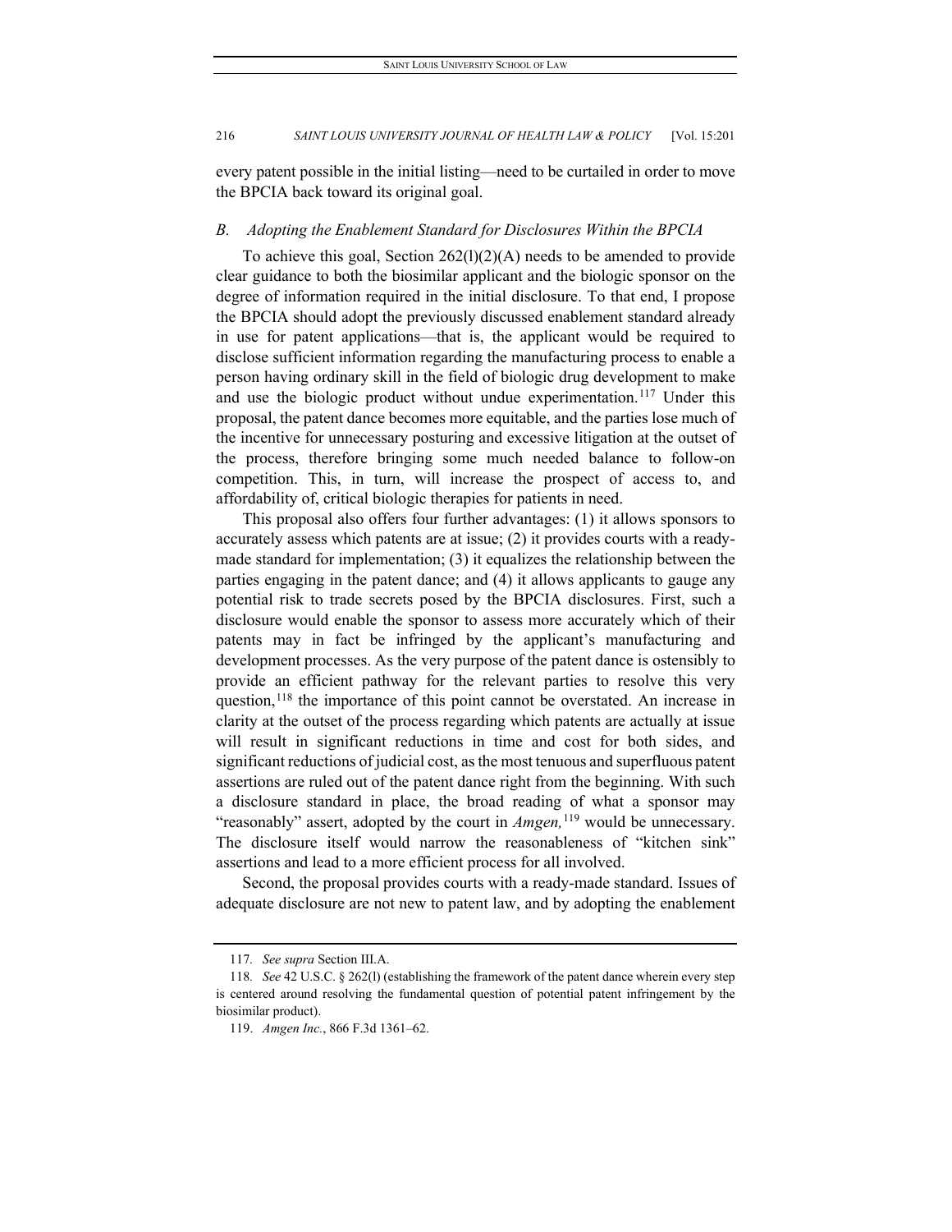every patent possible in the initial listing—need to be curtailed in order to move the BPCIA back toward its original goal.

### *B. Adopting the Enablement Standard for Disclosures Within the BPCIA*

To achieve this goal, Section 262(l)(2)(A) needs to be amended to provide clear guidance to both the biosimilar applicant and the biologic sponsor on the degree of information required in the initial disclosure. To that end, I propose the BPCIA should adopt the previously discussed enablement standard already in use for patent applications—that is, the applicant would be required to disclose sufficient information regarding the manufacturing process to enable a person having ordinary skill in the field of biologic drug development to make and use the biologic product without undue experimentation.[117] Under this proposal, the patent dance becomes more equitable, and the parties lose much of the incentive for unnecessary posturing and excessive litigation at the outset of the process, therefore bringing some much needed balance to follow-on competition. This, in turn, will increase the prospect of access to, and affordability of, critical biologic therapies for patients in need.

This proposal also offers four further advantages: (1) it allows sponsors to accurately assess which patents are at issue; (2) it provides courts with a ready-made standard for implementation; (3) it equalizes the relationship between the parties engaging in the patent dance; and (4) it allows applicants to gauge any potential risk to trade secrets posed by the BPCIA disclosures. First, such a disclosure would enable the sponsor to assess more accurately which of their patents may in fact be infringed by the applicant's manufacturing and development processes. As the very purpose of the patent dance is ostensibly to provide an efficient pathway for the relevant parties to resolve this very question,[118] the importance of this point cannot be overstated. An increase in clarity at the outset of the process regarding which patents are actually at issue will result in significant reductions in time and cost for both sides, and significant reductions of judicial cost, as the most tenuous and superfluous patent assertions are ruled out of the patent dance right from the beginning. With such a disclosure standard in place, the broad reading of what a sponsor may "reasonably" assert, adopted by the court in *Amgen,*[119] would be unnecessary. The disclosure itself would narrow the reasonableness of "kitchen sink" assertions and lead to a more efficient process for all involved.

Second, the proposal provides courts with a ready-made standard. Issues of adequate disclosure are not new to patent law, and by adopting the enablement

---

117. *See supra* Section III.A.

118. *See* 42 U.S.C. § 262(l) (establishing the framework of the patent dance wherein every step is centered around resolving the fundamental question of potential patent infringement by the biosimilar product).

119. *Amgen Inc.*, 866 F.3d 1361–62.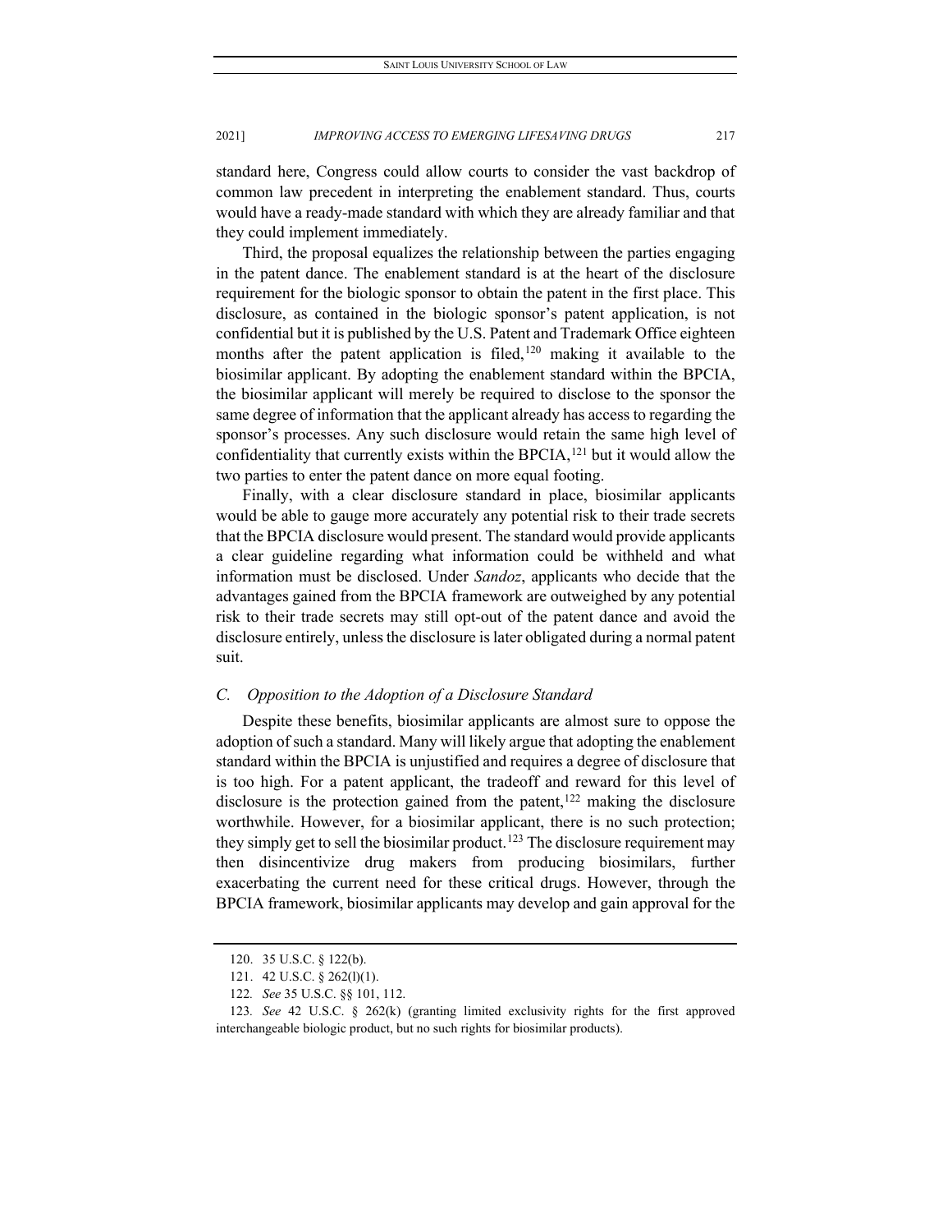standard here, Congress could allow courts to consider the vast backdrop of common law precedent in interpreting the enablement standard. Thus, courts would have a ready-made standard with which they are already familiar and that they could implement immediately.

Third, the proposal equalizes the relationship between the parties engaging in the patent dance. The enablement standard is at the heart of the disclosure requirement for the biologic sponsor to obtain the patent in the first place. This disclosure, as contained in the biologic sponsor's patent application, is not confidential but it is published by the U.S. Patent and Trademark Office eighteen months after the patent application is filed,[120] making it available to the biosimilar applicant. By adopting the enablement standard within the BPCIA, the biosimilar applicant will merely be required to disclose to the sponsor the same degree of information that the applicant already has access to regarding the sponsor's processes. Any such disclosure would retain the same high level of confidentiality that currently exists within the BPCIA,[121] but it would allow the two parties to enter the patent dance on more equal footing.

Finally, with a clear disclosure standard in place, biosimilar applicants would be able to gauge more accurately any potential risk to their trade secrets that the BPCIA disclosure would present. The standard would provide applicants a clear guideline regarding what information could be withheld and what information must be disclosed. Under *Sandoz*, applicants who decide that the advantages gained from the BPCIA framework are outweighed by any potential risk to their trade secrets may still opt-out of the patent dance and avoid the disclosure entirely, unless the disclosure is later obligated during a normal patent suit.

### *C. Opposition to the Adoption of a Disclosure Standard*

Despite these benefits, biosimilar applicants are almost sure to oppose the adoption of such a standard. Many will likely argue that adopting the enablement standard within the BPCIA is unjustified and requires a degree of disclosure that is too high. For a patent applicant, the tradeoff and reward for this level of disclosure is the protection gained from the patent,[122] making the disclosure worthwhile. However, for a biosimilar applicant, there is no such protection; they simply get to sell the biosimilar product.[123] The disclosure requirement may then disincentivize drug makers from producing biosimilars, further exacerbating the current need for these critical drugs. However, through the BPCIA framework, biosimilar applicants may develop and gain approval for the

---

120. 35 U.S.C. § 122(b).

121. 42 U.S.C. § 262(l)(1).

122. *See* 35 U.S.C. §§ 101, 112.

123. *See* 42 U.S.C. § 262(k) (granting limited exclusivity rights for the first approved interchangeable biologic product, but no such rights for biosimilar products).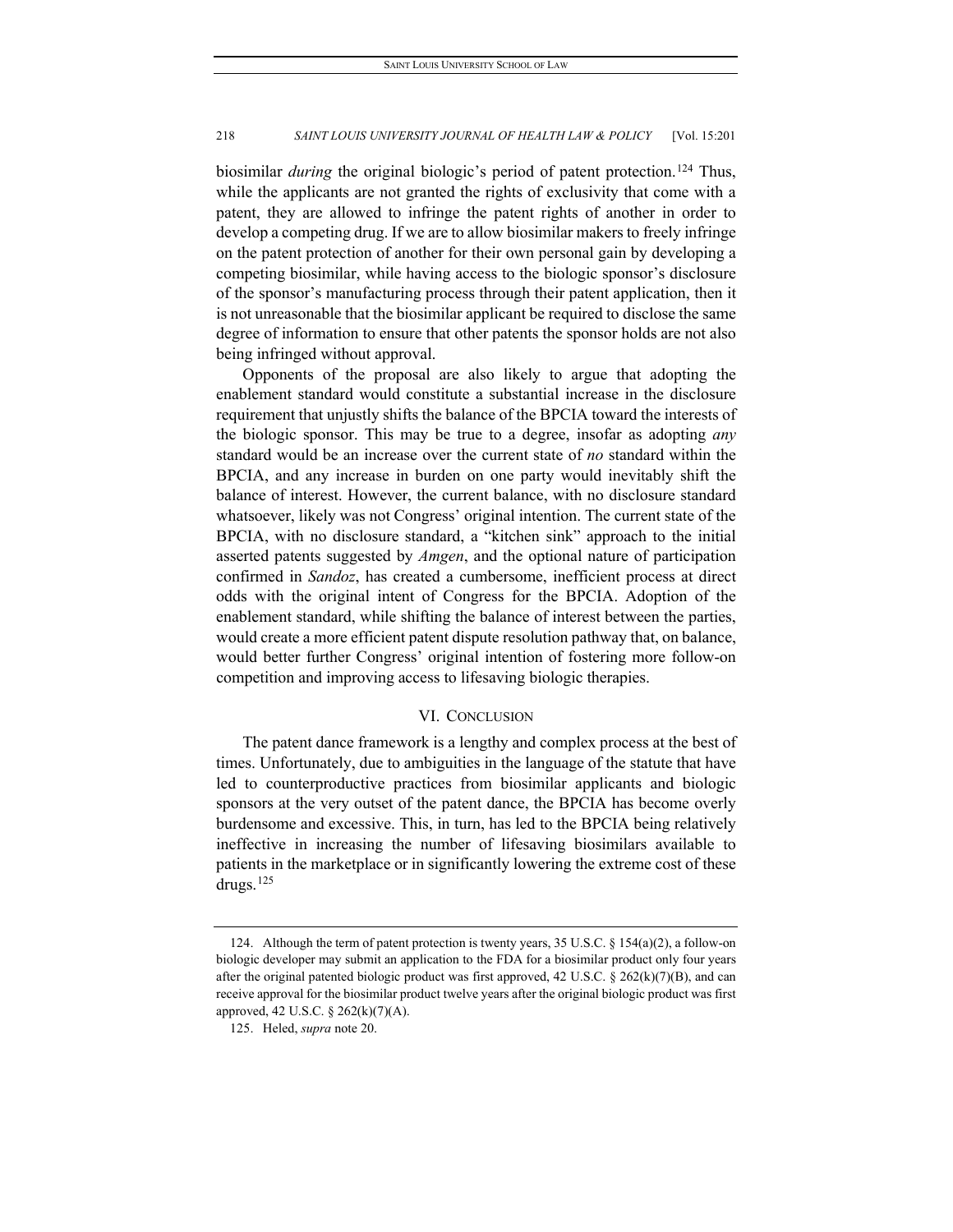biosimilar *during* the original biologic's period of patent protection.[124] Thus, while the applicants are not granted the rights of exclusivity that come with a patent, they are allowed to infringe the patent rights of another in order to develop a competing drug. If we are to allow biosimilar makers to freely infringe on the patent protection of another for their own personal gain by developing a competing biosimilar, while having access to the biologic sponsor's disclosure of the sponsor's manufacturing process through their patent application, then it is not unreasonable that the biosimilar applicant be required to disclose the same degree of information to ensure that other patents the sponsor holds are not also being infringed without approval.

Opponents of the proposal are also likely to argue that adopting the enablement standard would constitute a substantial increase in the disclosure requirement that unjustly shifts the balance of the BPCIA toward the interests of the biologic sponsor. This may be true to a degree, insofar as adopting *any* standard would be an increase over the current state of *no* standard within the BPCIA, and any increase in burden on one party would inevitably shift the balance of interest. However, the current balance, with no disclosure standard whatsoever, likely was not Congress' original intention. The current state of the BPCIA, with no disclosure standard, a "kitchen sink" approach to the initial asserted patents suggested by *Amgen*, and the optional nature of participation confirmed in *Sandoz*, has created a cumbersome, inefficient process at direct odds with the original intent of Congress for the BPCIA. Adoption of the enablement standard, while shifting the balance of interest between the parties, would create a more efficient patent dispute resolution pathway that, on balance, would better further Congress' original intention of fostering more follow-on competition and improving access to lifesaving biologic therapies.

## VI. CONCLUSION

The patent dance framework is a lengthy and complex process at the best of times. Unfortunately, due to ambiguities in the language of the statute that have led to counterproductive practices from biosimilar applicants and biologic sponsors at the very outset of the patent dance, the BPCIA has become overly burdensome and excessive. This, in turn, has led to the BPCIA being relatively ineffective in increasing the number of lifesaving biosimilars available to patients in the marketplace or in significantly lowering the extreme cost of these drugs.[125]

---

124. Although the term of patent protection is twenty years, 35 U.S.C. § 154(a)(2), a follow-on biologic developer may submit an application to the FDA for a biosimilar product only four years after the original patented biologic product was first approved, 42 U.S.C. § 262(k)(7)(B), and can receive approval for the biosimilar product twelve years after the original biologic product was first approved, 42 U.S.C. § 262(k)(7)(A).

125. Heled, *supra* note 20.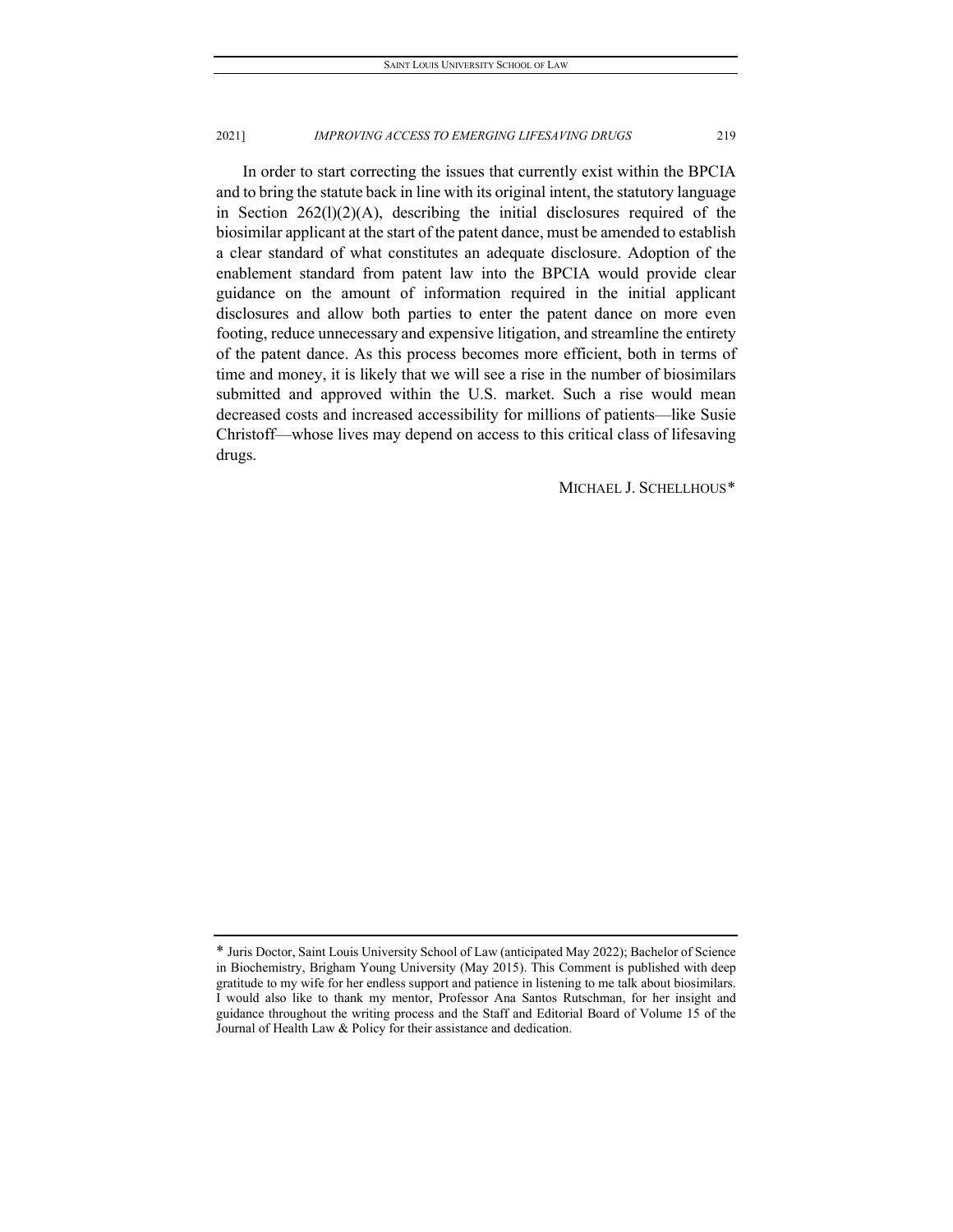In order to start correcting the issues that currently exist within the BPCIA and to bring the statute back in line with its original intent, the statutory language in Section 262(l)(2)(A), describing the initial disclosures required of the biosimilar applicant at the start of the patent dance, must be amended to establish a clear standard of what constitutes an adequate disclosure. Adoption of the enablement standard from patent law into the BPCIA would provide clear guidance on the amount of information required in the initial applicant disclosures and allow both parties to enter the patent dance on more even footing, reduce unnecessary and expensive litigation, and streamline the entirety of the patent dance. As this process becomes more efficient, both in terms of time and money, it is likely that we will see a rise in the number of biosimilars submitted and approved within the U.S. market. Such a rise would mean decreased costs and increased accessibility for millions of patients—like Susie Christoff—whose lives may depend on access to this critical class of lifesaving drugs.

MICHAEL J. SCHELLHOUS*

---

* Juris Doctor, Saint Louis University School of Law (anticipated May 2022); Bachelor of Science in Biochemistry, Brigham Young University (May 2015). This Comment is published with deep gratitude to my wife for her endless support and patience in listening to me talk about biosimilars. I would also like to thank my mentor, Professor Ana Santos Rutschman, for her insight and guidance throughout the writing process and the Staff and Editorial Board of Volume 15 of the Journal of Health Law & Policy for their assistance and dedication.